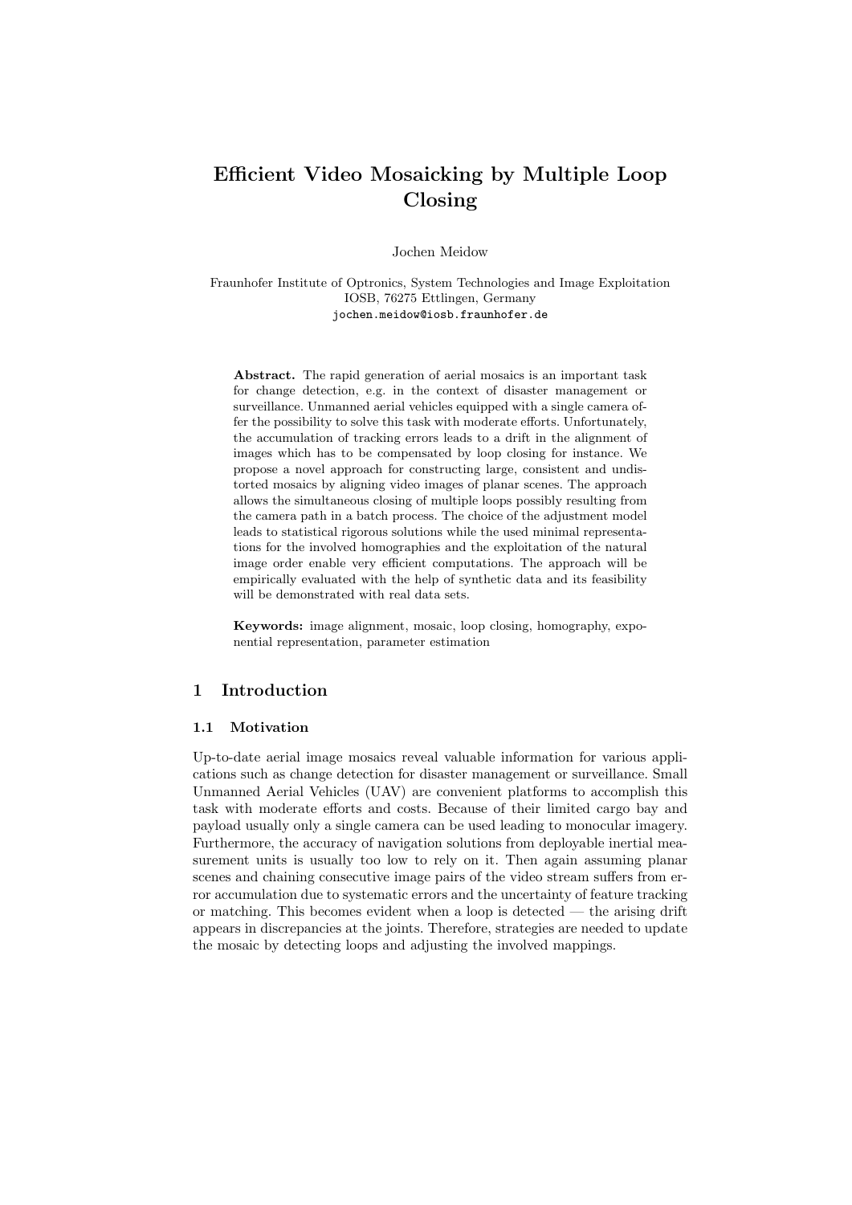# Efficient Video Mosaicking by Multiple Loop Closing

Jochen Meidow

Fraunhofer Institute of Optronics, System Technologies and Image Exploitation IOSB, 76275 Ettlingen, Germany
jochen.meidow@iosb.fraunhofer.de

**Abstract.** The rapid generation of aerial mosaics is an important task for change detection, e.g. in the context of disaster management or surveillance. Unmanned aerial vehicles equipped with a single camera offer the possibility to solve this task with moderate efforts. Unfortunately, the accumulation of tracking errors leads to a drift in the alignment of images which has to be compensated by loop closing for instance. We propose a novel approach for constructing large, consistent and undistorted mosaics by aligning video images of planar scenes. The approach allows the simultaneous closing of multiple loops possibly resulting from the camera path in a batch process. The choice of the adjustment model leads to statistical rigorous solutions while the used minimal representations for the involved homographies and the exploitation of the natural image order enable very efficient computations. The approach will be empirically evaluated with the help of synthetic data and its feasibility will be demonstrated with real data sets.

**Keywords:** image alignment, mosaic, loop closing, homography, exponential representation, parameter estimation

## 1 Introduction

### 1.1 Motivation

Up-to-date aerial image mosaics reveal valuable information for various applications such as change detection for disaster management or surveillance. Small Unmanned Aerial Vehicles (UAV) are convenient platforms to accomplish this task with moderate efforts and costs. Because of their limited cargo bay and payload usually only a single camera can be used leading to monocular imagery. Furthermore, the accuracy of navigation solutions from deployable inertial measurement units is usually too low to rely on it. Then again assuming planar scenes and chaining consecutive image pairs of the video stream suffers from error accumulation due to systematic errors and the uncertainty of feature tracking or matching. This becomes evident when a loop is detected — the arising drift appears in discrepancies at the joints. Therefore, strategies are needed to update the mosaic by detecting loops and adjusting the involved mappings.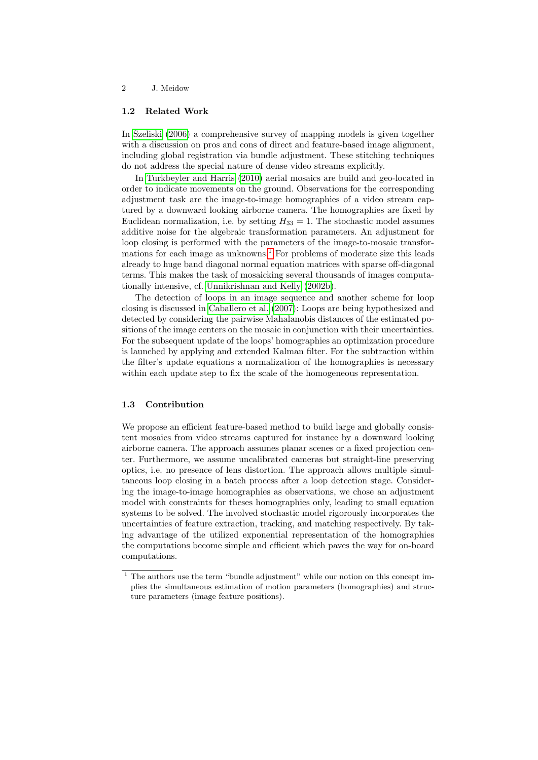### 1.2 Related Work

In Szeliski (2006) a comprehensive survey of mapping models is given together with a discussion on pros and cons of direct and feature-based image alignment, including global registration via bundle adjustment. These stitching techniques do not address the special nature of dense video streams explicitly.

In Turkbeyler and Harris (2010) aerial mosaics are build and geo-located in order to indicate movements on the ground. Observations for the corresponding adjustment task are the image-to-image homographies of a video stream captured by a downward looking airborne camera. The homographies are fixed by Euclidean normalization, i.e. by setting $H_{33} = 1$. The stochastic model assumes additive noise for the algebraic transformation parameters. An adjustment for loop closing is performed with the parameters of the image-to-mosaic transformations for each image as unknowns.[1] For problems of moderate size this leads already to huge band diagonal normal equation matrices with sparse off-diagonal terms. This makes the task of mosaicking several thousands of images computationally intensive, cf. Unnikrishnan and Kelly (2002b).

The detection of loops in an image sequence and another scheme for loop closing is discussed in Caballero et al. (2007): Loops are being hypothesized and detected by considering the pairwise Mahalanobis distances of the estimated positions of the image centers on the mosaic in conjunction with their uncertainties. For the subsequent update of the loops' homographies an optimization procedure is launched by applying and extended Kalman filter. For the subtraction within the filter's update equations a normalization of the homographies is necessary within each update step to fix the scale of the homogeneous representation.

### 1.3 Contribution

We propose an efficient feature-based method to build large and globally consistent mosaics from video streams captured for instance by a downward looking airborne camera. The approach assumes planar scenes or a fixed projection center. Furthermore, we assume uncalibrated cameras but straight-line preserving optics, i.e. no presence of lens distortion. The approach allows multiple simultaneous loop closing in a batch process after a loop detection stage. Considering the image-to-image homographies as observations, we chose an adjustment model with constraints for theses homographies only, leading to small equation systems to be solved. The involved stochastic model rigorously incorporates the uncertainties of feature extraction, tracking, and matching respectively. By taking advantage of the utilized exponential representation of the homographies the computations become simple and efficient which paves the way for on-board computations.

[1] The authors use the term "bundle adjustment" while our notion on this concept implies the simultaneous estimation of motion parameters (homographies) and structure parameters (image feature positions).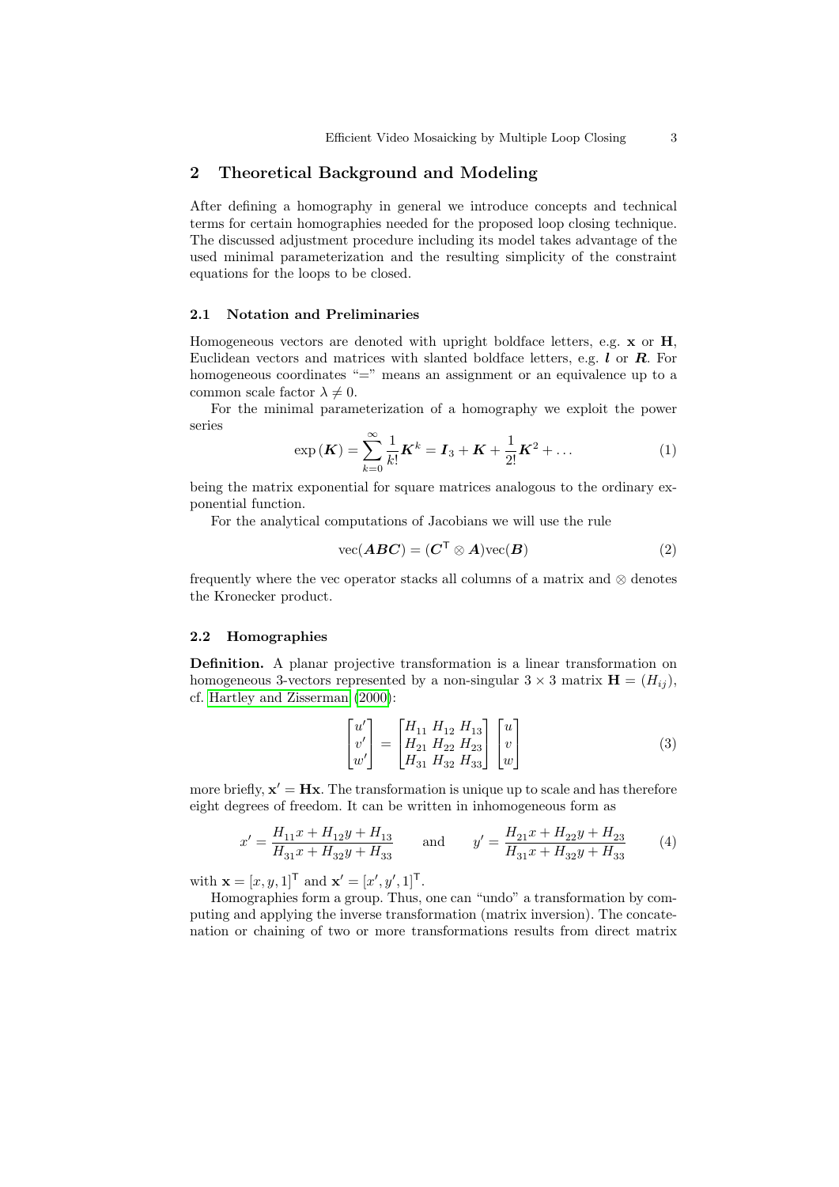## 2 Theoretical Background and Modeling

After defining a homography in general we introduce concepts and technical terms for certain homographies needed for the proposed loop closing technique. The discussed adjustment procedure including its model takes advantage of the used minimal parameterization and the resulting simplicity of the constraint equations for the loops to be closed.

### 2.1 Notation and Preliminaries

Homogeneous vectors are denoted with upright boldface letters, e.g. $\mathbf{x}$ or $\mathbf{H}$, Euclidean vectors and matrices with slanted boldface letters, e.g. $\boldsymbol{l}$ or $\boldsymbol{R}$. For homogeneous coordinates "=" means an assignment or an equivalence up to a common scale factor $\lambda \neq 0$.

For the minimal parameterization of a homography we exploit the power series

$$\exp\left(\boldsymbol{K}\right) = \sum_{k=0}^{\infty} \frac{1}{k!}\boldsymbol{K}^k = \boldsymbol{I}_3 + \boldsymbol{K} + \frac{1}{2!}\boldsymbol{K}^2 + \dots \tag{1}$$

being the matrix exponential for square matrices analogous to the ordinary exponential function.

For the analytical computations of Jacobians we will use the rule

$$\mathrm{vec}(\boldsymbol{ABC}) = (\boldsymbol{C}^{\mathsf{T}} \otimes \boldsymbol{A})\mathrm{vec}(\boldsymbol{B}) \tag{2}$$

frequently where the vec operator stacks all columns of a matrix and $\otimes$ denotes the Kronecker product.

### 2.2 Homographies

**Definition.** A planar projective transformation is a linear transformation on homogeneous 3-vectors represented by a non-singular $3 \times 3$ matrix $\mathbf{H} = (H_{ij})$, cf. Hartley and Zisserman (2000):

$$\begin{bmatrix} u' \\ v' \\ w' \end{bmatrix} = \begin{bmatrix} H_{11} & H_{12} & H_{13} \\ H_{21} & H_{22} & H_{23} \\ H_{31} & H_{32} & H_{33} \end{bmatrix} \begin{bmatrix} u \\ v \\ w \end{bmatrix} \tag{3}$$

more briefly, $\mathbf{x}' = \mathbf{H}\mathbf{x}$. The transformation is unique up to scale and has therefore eight degrees of freedom. It can be written in inhomogeneous form as

$$x' = \frac{H_{11}x + H_{12}y + H_{13}}{H_{31}x + H_{32}y + H_{33}} \qquad \text{and} \qquad y' = \frac{H_{21}x + H_{22}y + H_{23}}{H_{31}x + H_{32}y + H_{33}} \tag{4}$$

with $\mathbf{x} = [x, y, 1]^{\mathsf{T}}$ and $\mathbf{x}' = [x', y', 1]^{\mathsf{T}}$.

Homographies form a group. Thus, one can "undo" a transformation by computing and applying the inverse transformation (matrix inversion). The concatenation or chaining of two or more transformations results from direct matrix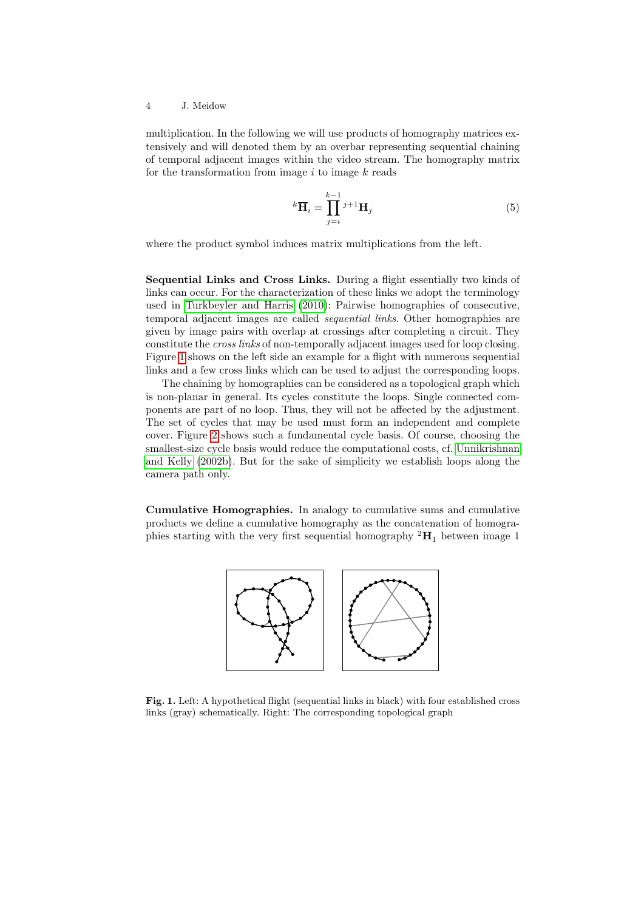multiplication. In the following we will use products of homography matrices extensively and will denoted them by an overbar representing sequential chaining of temporal adjacent images within the video stream. The homography matrix for the transformation from image $i$ to image $k$ reads

$$
{}^{k}\overline{\mathbf{H}}_i = \prod_{j=i}^{k-1} {}^{j+1}\mathbf{H}_j \tag{5}
$$

where the product symbol induces matrix multiplications from the left.

**Sequential Links and Cross Links.** During a flight essentially two kinds of links can occur. For the characterization of these links we adopt the terminology used in Turkbeyler and Harris (2010): Pairwise homographies of consecutive, temporal adjacent images are called *sequential links*. Other homographies are given by image pairs with overlap at crossings after completing a circuit. They constitute the *cross links* of non-temporally adjacent images used for loop closing. Figure 1 shows on the left side an example for a flight with numerous sequential links and a few cross links which can be used to adjust the corresponding loops.

The chaining by homographies can be considered as a topological graph which is non-planar in general. Its cycles constitute the loops. Single connected components are part of no loop. Thus, they will not be affected by the adjustment. The set of cycles that may be used must form an independent and complete cover. Figure 2 shows such a fundamental cycle basis. Of course, choosing the smallest-size cycle basis would reduce the computational costs, cf. Unnikrishnan and Kelly (2002b). But for the sake of simplicity we establish loops along the camera path only.

**Cumulative Homographies.** In analogy to cumulative sums and cumulative products we define a cumulative homography as the concatenation of homographies starting with the very first sequential homography ${}^{2}\mathbf{H}_1$ between image 1

**Fig. 1.** Left: A hypothetical flight (sequential links in black) with four established cross links (gray) schematically. Right: The corresponding topological graph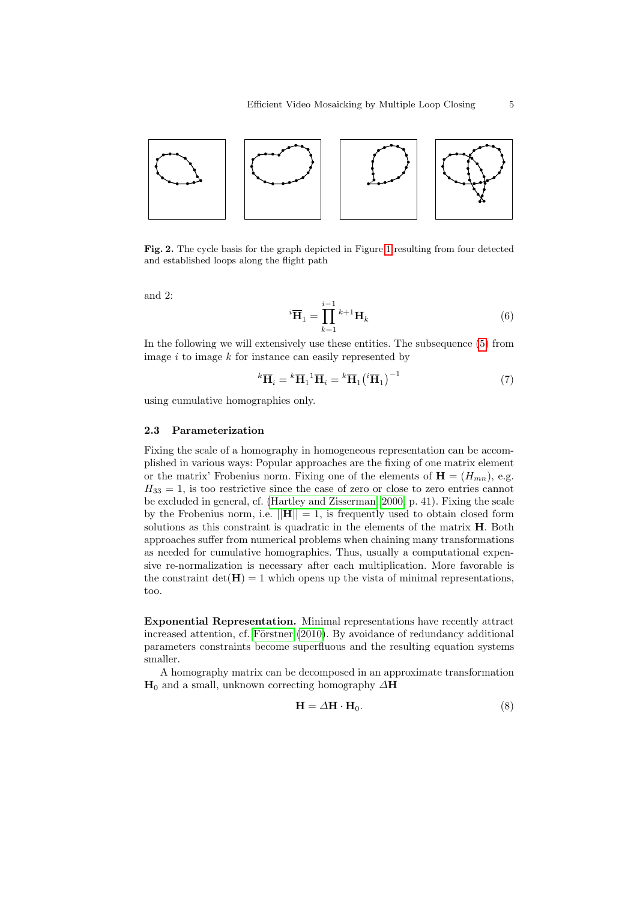**Fig. 2.** The cycle basis for the graph depicted in Figure 1 resulting from four detected and established loops along the flight path

and 2:

$$
{}^{i}\overline{\mathbf{H}}_1 = \prod_{k=1}^{i-1} {}^{k+1}\mathbf{H}_k \tag{6}
$$

In the following we will extensively use these entities. The subsequence (5) from image $i$ to image $k$ for instance can easily represented by

$$
{}^{k}\overline{\mathbf{H}}_i = {}^{k}\overline{\mathbf{H}}_1 {}^{1}\overline{\mathbf{H}}_i = {}^{k}\overline{\mathbf{H}}_1 \left({}^{i}\overline{\mathbf{H}}_1\right)^{-1} \tag{7}
$$

using cumulative homographies only.

### 2.3 Parameterization

Fixing the scale of a homography in homogeneous representation can be accomplished in various ways: Popular approaches are the fixing of one matrix element or the matrix' Frobenius norm. Fixing one of the elements of $\mathbf{H} = (H_{mn})$, e.g. $H_{33} = 1$, is too restrictive since the case of zero or close to zero entries cannot be excluded in general, cf. (Hartley and Zisserman, 2000, p. 41). Fixing the scale by the Frobenius norm, i.e. $||\mathbf{H}|| = 1$, is frequently used to obtain closed form solutions as this constraint is quadratic in the elements of the matrix $\mathbf{H}$. Both approaches suffer from numerical problems when chaining many transformations as needed for cumulative homographies. Thus, usually a computational expensive re-normalization is necessary after each multiplication. More favorable is the constraint $\det(\mathbf{H}) = 1$ which opens up the vista of minimal representations, too.

**Exponential Representation.** Minimal representations have recently attract increased attention, cf. Förstner (2010). By avoidance of redundancy additional parameters constraints become superfluous and the resulting equation systems smaller.

A homography matrix can be decomposed in an approximate transformation $\mathbf{H}_0$ and a small, unknown correcting homography $\Delta\mathbf{H}$

$$
\mathbf{H} = \Delta\mathbf{H} \cdot \mathbf{H}_0. \tag{8}
$$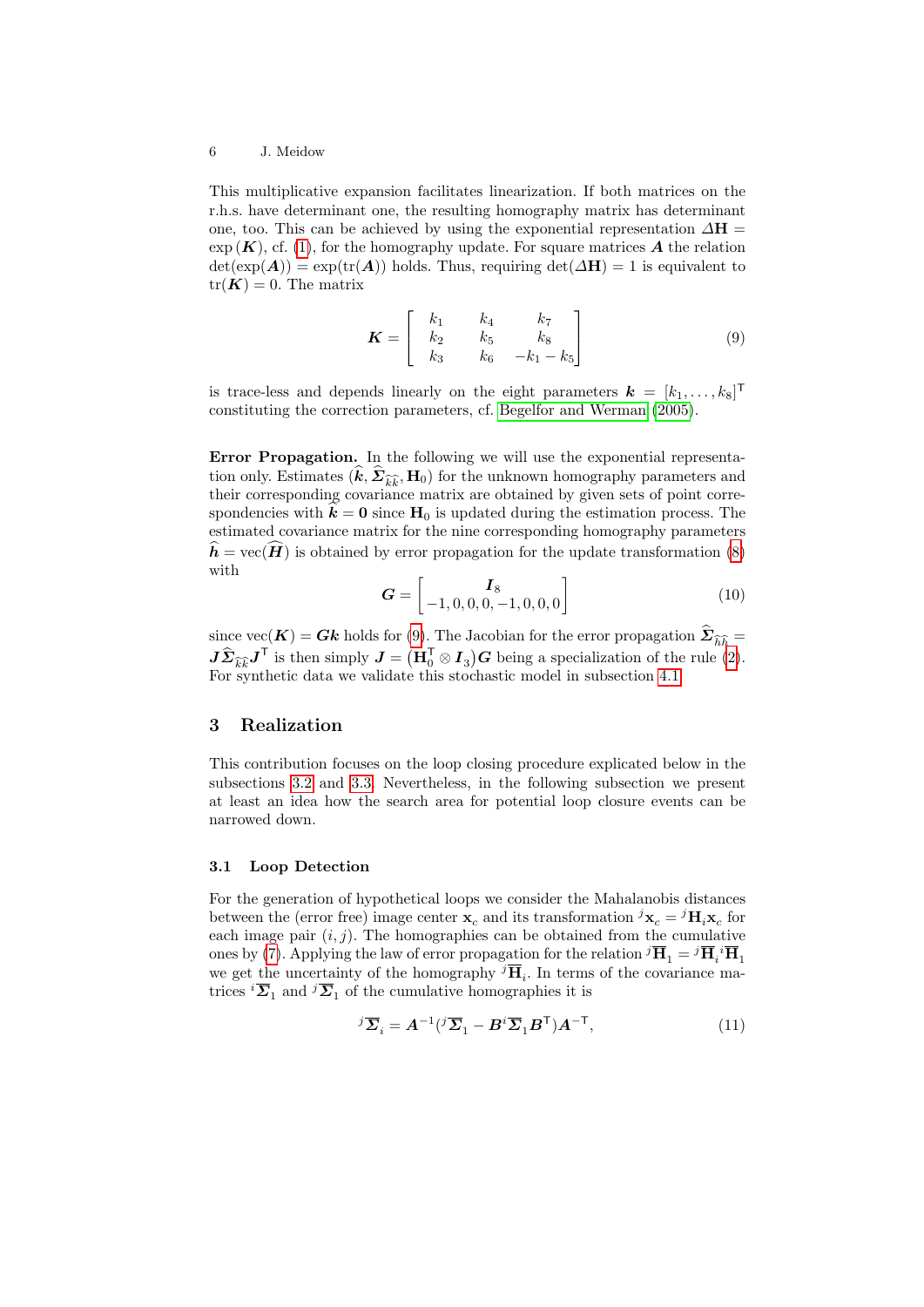This multiplicative expansion facilitates linearization. If both matrices on the r.h.s. have determinant one, the resulting homography matrix has determinant one, too. This can be achieved by using the exponential representation $\Delta\mathbf{H} = \exp(\boldsymbol{K})$, cf. (1), for the homography update. For square matrices $\boldsymbol{A}$ the relation $\det(\exp(\boldsymbol{A})) = \exp(\operatorname{tr}(\boldsymbol{A}))$ holds. Thus, requiring $\det(\Delta\mathbf{H}) = 1$ is equivalent to $\operatorname{tr}(\boldsymbol{K}) = 0$. The matrix

$$\boldsymbol{K} = \begin{bmatrix} k_1 & k_4 & k_7 \\ k_2 & k_5 & k_8 \\ k_3 & k_6 & -k_1 - k_5 \end{bmatrix} \tag{9}$$

is trace-less and depends linearly on the eight parameters $\boldsymbol{k} = [k_1, \ldots, k_8]^\mathsf{T}$ constituting the correction parameters, cf. Begelfor and Werman (2005).

**Error Propagation.** In the following we will use the exponential representation only. Estimates $(\widehat{\boldsymbol{k}}, \widehat{\boldsymbol{\Sigma}}_{\widehat{k}\widehat{k}}, \mathbf{H}_0)$ for the unknown homography parameters and their corresponding covariance matrix are obtained by given sets of point correspondencies with $\widehat{\boldsymbol{k}} = \mathbf{0}$ since $\mathbf{H}_0$ is updated during the estimation process. The estimated covariance matrix for the nine corresponding homography parameters $\widehat{\boldsymbol{h}} = \operatorname{vec}(\widehat{\boldsymbol{H}})$ is obtained by error propagation for the update transformation (8) with

$$\boldsymbol{G} = \begin{bmatrix} \boldsymbol{I}_8 \\ -1, 0, 0, 0, -1, 0, 0, 0 \end{bmatrix} \tag{10}$$

since $\operatorname{vec}(\boldsymbol{K}) = \boldsymbol{G}\boldsymbol{k}$ holds for (9). The Jacobian for the error propagation $\widehat{\boldsymbol{\Sigma}}_{\widehat{h}\widehat{h}} = \boldsymbol{J}\widehat{\boldsymbol{\Sigma}}_{\widehat{k}\widehat{k}}\boldsymbol{J}^\mathsf{T}$ is then simply $\boldsymbol{J} = (\mathbf{H}_0^\mathsf{T} \otimes \boldsymbol{I}_3)\boldsymbol{G}$ being a specialization of the rule (2). For synthetic data we validate this stochastic model in subsection 4.1.

## 3 Realization

This contribution focuses on the loop closing procedure explicated below in the subsections 3.2 and 3.3. Nevertheless, in the following subsection we present at least an idea how the search area for potential loop closure events can be narrowed down.

### 3.1 Loop Detection

For the generation of hypothetical loops we consider the Mahalanobis distances between the (error free) image center $\mathbf{x}_c$ and its transformation ${}^j\mathbf{x}_c = {}^j\mathbf{H}_i\mathbf{x}_c$ for each image pair $(i, j)$. The homographies can be obtained from the cumulative ones by (7). Applying the law of error propagation for the relation ${}^j\overline{\mathbf{H}}_1 = {}^j\overline{\mathbf{H}}_i{}^i\overline{\mathbf{H}}_1$ we get the uncertainty of the homography ${}^j\overline{\mathbf{H}}_i$. In terms of the covariance matrices ${}^i\overline{\boldsymbol{\Sigma}}_1$ and ${}^j\overline{\boldsymbol{\Sigma}}_1$ of the cumulative homographies it is

$${}^j\overline{\boldsymbol{\Sigma}}_i = \boldsymbol{A}^{-1}({}^j\overline{\boldsymbol{\Sigma}}_1 - \boldsymbol{B}{}^i\overline{\boldsymbol{\Sigma}}_1\boldsymbol{B}^\mathsf{T})\boldsymbol{A}^{-\mathsf{T}}, \tag{11}$$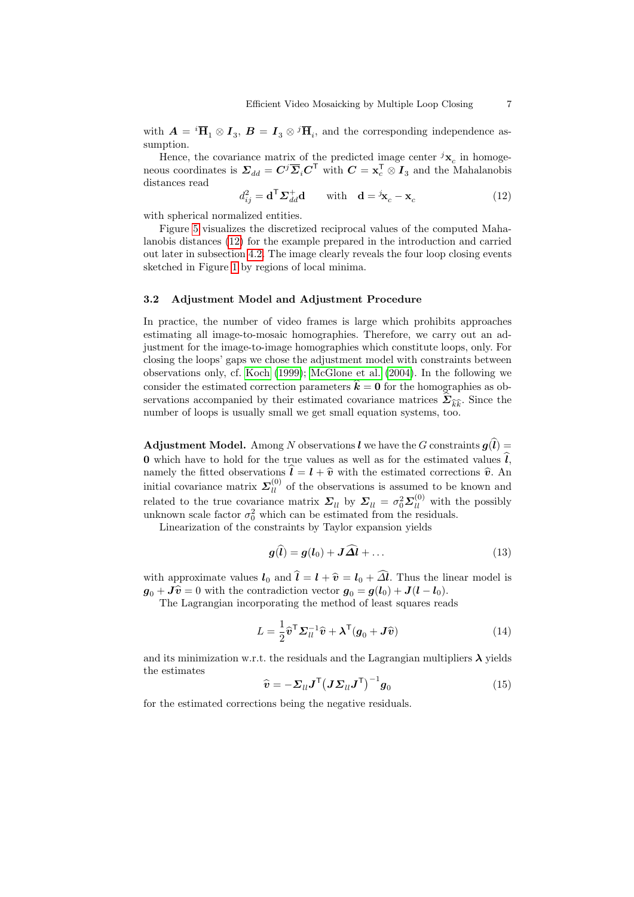with $\boldsymbol{A} = {}^{i}\overline{\mathbf{H}}_1 \otimes \boldsymbol{I}_3$, $\boldsymbol{B} = \boldsymbol{I}_3 \otimes {}^{j}\overline{\mathbf{H}}_i$, and the corresponding independence assumption.

Hence, the covariance matrix of the predicted image center ${}^{j}\mathbf{x}_c$ in homogeneous coordinates is $\boldsymbol{\Sigma}_{dd} = \boldsymbol{C}^{j}\overline{\boldsymbol{\Sigma}}_i\boldsymbol{C}^{\mathsf{T}}$ with $\boldsymbol{C} = \mathbf{x}_c^{\mathsf{T}} \otimes \boldsymbol{I}_3$ and the Mahalanobis distances read

$$d_{ij}^2 = \mathbf{d}^{\mathsf{T}}\boldsymbol{\Sigma}_{dd}^{+}\mathbf{d} \qquad \text{with} \quad \mathbf{d} = {}^{j}\mathbf{x}_c - \mathbf{x}_c \tag{12}$$

with spherical normalized entities.

Figure 5 visualizes the discretized reciprocal values of the computed Mahalanobis distances (12) for the example prepared in the introduction and carried out later in subsection 4.2. The image clearly reveals the four loop closing events sketched in Figure 1 by regions of local minima.

### 3.2 Adjustment Model and Adjustment Procedure

In practice, the number of video frames is large which prohibits approaches estimating all image-to-mosaic homographies. Therefore, we carry out an adjustment for the image-to-image homographies which constitute loops, only. For closing the loops' gaps we chose the adjustment model with constraints between observations only, cf. Koch (1999); McGlone et al. (2004). In the following we consider the estimated correction parameters $\widehat{\boldsymbol{k}} = \boldsymbol{0}$ for the homographies as observations accompanied by their estimated covariance matrices $\widehat{\boldsymbol{\Sigma}}_{\widehat{k}\widehat{k}}$. Since the number of loops is usually small we get small equation systems, too.

**Adjustment Model.** Among $N$ observations $\boldsymbol{l}$ we have the $G$ constraints $\boldsymbol{g}(\widehat{\boldsymbol{l}}) = \boldsymbol{0}$ which have to hold for the true values as well as for the estimated values $\widehat{\boldsymbol{l}}$, namely the fitted observations $\widehat{\boldsymbol{l}} = \boldsymbol{l} + \widehat{\boldsymbol{v}}$ with the estimated corrections $\widehat{\boldsymbol{v}}$. An initial covariance matrix $\boldsymbol{\Sigma}_{ll}^{(0)}$ of the observations is assumed to be known and related to the true covariance matrix $\boldsymbol{\Sigma}_{ll}$ by $\boldsymbol{\Sigma}_{ll} = \sigma_0^2\boldsymbol{\Sigma}_{ll}^{(0)}$ with the possibly unknown scale factor $\sigma_0^2$ which can be estimated from the residuals.

Linearization of the constraints by Taylor expansion yields

$$\boldsymbol{g}(\widehat{\boldsymbol{l}}) = \boldsymbol{g}(\boldsymbol{l}_0) + \boldsymbol{J}\widehat{\boldsymbol{\Delta l}} + \ldots \tag{13}$$

with approximate values $\boldsymbol{l}_0$ and $\widehat{\boldsymbol{l}} = \boldsymbol{l} + \widehat{\boldsymbol{v}} = \boldsymbol{l}_0 + \widehat{\boldsymbol{\Delta l}}$. Thus the linear model is $\boldsymbol{g}_0 + \boldsymbol{J}\widehat{\boldsymbol{v}} = 0$ with the contradiction vector $\boldsymbol{g}_0 = \boldsymbol{g}(\boldsymbol{l}_0) + \boldsymbol{J}(\boldsymbol{l} - \boldsymbol{l}_0)$.

The Lagrangian incorporating the method of least squares reads

$$L = \frac{1}{2}\widehat{\boldsymbol{v}}^{\mathsf{T}}\boldsymbol{\Sigma}_{ll}^{-1}\widehat{\boldsymbol{v}} + \boldsymbol{\lambda}^{\mathsf{T}}(\boldsymbol{g}_0 + \boldsymbol{J}\widehat{\boldsymbol{v}}) \tag{14}$$

and its minimization w.r.t. the residuals and the Lagrangian multipliers $\boldsymbol{\lambda}$ yields the estimates

$$\widehat{\boldsymbol{v}} = -\boldsymbol{\Sigma}_{ll}\boldsymbol{J}^{\mathsf{T}}\left(\boldsymbol{J}\boldsymbol{\Sigma}_{ll}\boldsymbol{J}^{\mathsf{T}}\right)^{-1}\boldsymbol{g}_0 \tag{15}$$

for the estimated corrections being the negative residuals.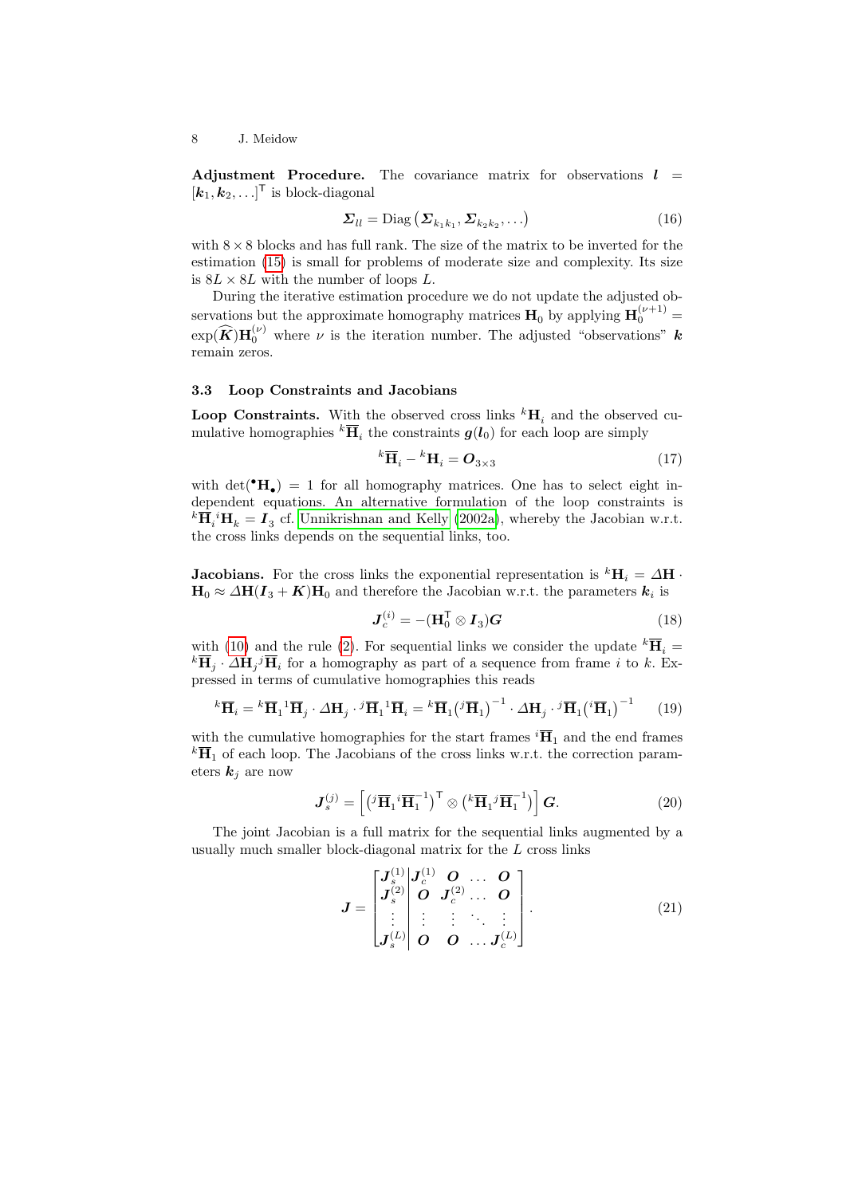**Adjustment Procedure.** The covariance matrix for observations $\boldsymbol{l} = [\boldsymbol{k}_1, \boldsymbol{k}_2, \ldots]^\mathsf{T}$ is block-diagonal

$$\boldsymbol{\Sigma}_{ll} = \operatorname{Diag}\left(\boldsymbol{\Sigma}_{k_1 k_1}, \boldsymbol{\Sigma}_{k_2 k_2}, \ldots\right) \tag{16}$$

with $8 \times 8$ blocks and has full rank. The size of the matrix to be inverted for the estimation (15) is small for problems of moderate size and complexity. Its size is $8L \times 8L$ with the number of loops $L$.

During the iterative estimation procedure we do not update the adjusted observations but the approximate homography matrices $\mathbf{H}_0$ by applying $\mathbf{H}_0^{(\nu+1)} = \exp(\widehat{\boldsymbol{K}})\mathbf{H}_0^{(\nu)}$ where $\nu$ is the iteration number. The adjusted "observations" $\boldsymbol{k}$ remain zeros.

### 3.3 Loop Constraints and Jacobians

**Loop Constraints.** With the observed cross links ${}^k\mathbf{H}_i$ and the observed cumulative homographies ${}^k\overline{\mathbf{H}}_i$ the constraints $\boldsymbol{g}(\boldsymbol{l}_0)$ for each loop are simply

$${}^k\overline{\mathbf{H}}_i - {}^k\mathbf{H}_i = \boldsymbol{O}_{3\times 3} \tag{17}$$

with $\det({}^\bullet\mathbf{H}_\bullet) = 1$ for all homography matrices. One has to select eight independent equations. An alternative formulation of the loop constraints is ${}^k\overline{\mathbf{H}}_i{}^i\mathbf{H}_k = \boldsymbol{I}_3$ cf. Unnikrishnan and Kelly (2002a), whereby the Jacobian w.r.t. the cross links depends on the sequential links, too.

**Jacobians.** For the cross links the exponential representation is ${}^k\mathbf{H}_i = \Delta\mathbf{H} \cdot \mathbf{H}_0 \approx \Delta\mathbf{H}(\boldsymbol{I}_3 + \boldsymbol{K})\mathbf{H}_0$ and therefore the Jacobian w.r.t. the parameters $\boldsymbol{k}_i$ is

$$\boldsymbol{J}_c^{(i)} = -(\mathbf{H}_0^\mathsf{T} \otimes \boldsymbol{I}_3)\boldsymbol{G} \tag{18}$$

with (10) and the rule (2). For sequential links we consider the update ${}^k\overline{\mathbf{H}}_i = {}^k\overline{\mathbf{H}}_j \cdot \Delta\mathbf{H}_j{}^j\overline{\mathbf{H}}_i$ for a homography as part of a sequence from frame $i$ to $k$. Expressed in terms of cumulative homographies this reads

$${}^k\overline{\mathbf{H}}_i = {}^k\overline{\mathbf{H}}_1{}^1\overline{\mathbf{H}}_j \cdot \Delta\mathbf{H}_j \cdot {}^j\overline{\mathbf{H}}_1{}^1\overline{\mathbf{H}}_i = {}^k\overline{\mathbf{H}}_1\left({}^j\overline{\mathbf{H}}_1\right)^{-1} \cdot \Delta\mathbf{H}_j \cdot {}^j\overline{\mathbf{H}}_1\left({}^i\overline{\mathbf{H}}_1\right)^{-1} \tag{19}$$

with the cumulative homographies for the start frames ${}^i\overline{\mathbf{H}}_1$ and the end frames ${}^k\overline{\mathbf{H}}_1$ of each loop. The Jacobians of the cross links w.r.t. the correction parameters $\boldsymbol{k}_j$ are now

$$\boldsymbol{J}_s^{(j)} = \left[\left({}^j\overline{\mathbf{H}}_1{}^i\overline{\mathbf{H}}_1^{-1}\right)^\mathsf{T} \otimes \left({}^k\overline{\mathbf{H}}_1{}^j\overline{\mathbf{H}}_1^{-1}\right)\right]\boldsymbol{G}. \tag{20}$$

The joint Jacobian is a full matrix for the sequential links augmented by a usually much smaller block-diagonal matrix for the $L$ cross links

$$\boldsymbol{J} = \left[\begin{array}{c|cccc} \boldsymbol{J}_s^{(1)} & \boldsymbol{J}_c^{(1)} & \boldsymbol{O} & \ldots & \boldsymbol{O} \\ \boldsymbol{J}_s^{(2)} & \boldsymbol{O} & \boldsymbol{J}_c^{(2)} & \ldots & \boldsymbol{O} \\ \vdots & \vdots & \vdots & \ddots & \vdots \\ \boldsymbol{J}_s^{(L)} & \boldsymbol{O} & \boldsymbol{O} & \ldots & \boldsymbol{J}_c^{(L)} \end{array}\right]. \tag{21}$$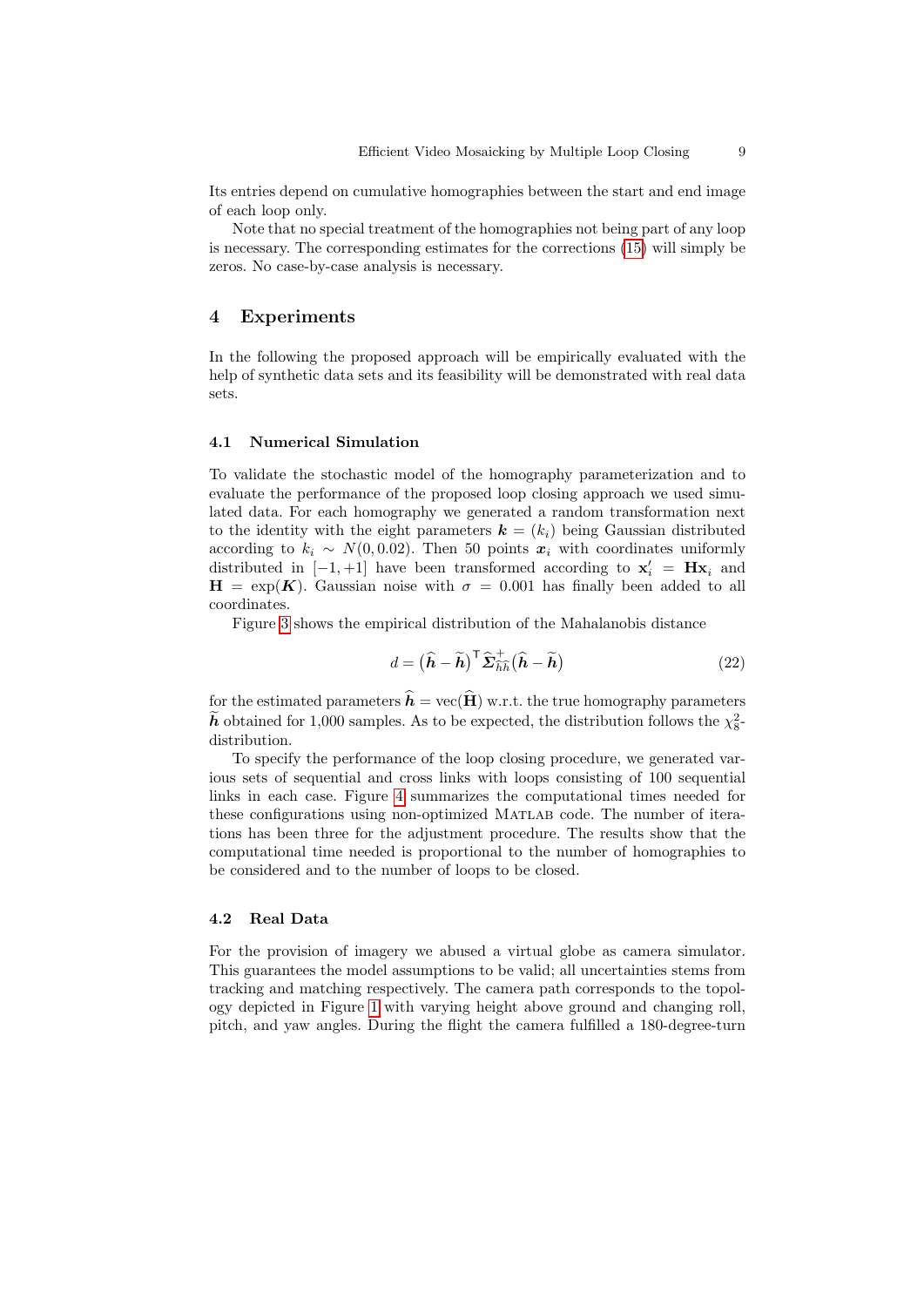Its entries depend on cumulative homographies between the start and end image of each loop only.

Note that no special treatment of the homographies not being part of any loop is necessary. The corresponding estimates for the corrections (15) will simply be zeros. No case-by-case analysis is necessary.

## 4 Experiments

In the following the proposed approach will be empirically evaluated with the help of synthetic data sets and its feasibility will be demonstrated with real data sets.

### 4.1 Numerical Simulation

To validate the stochastic model of the homography parameterization and to evaluate the performance of the proposed loop closing approach we used simulated data. For each homography we generated a random transformation next to the identity with the eight parameters $\boldsymbol{k} = (k_i)$ being Gaussian distributed according to $k_i \sim N(0, 0.02)$. Then 50 points $\boldsymbol{x}_i$ with coordinates uniformly distributed in $[-1, +1]$ have been transformed according to $\mathbf{x}'_i = \mathbf{H}\mathbf{x}_i$ and $\mathbf{H} = \exp(\boldsymbol{K})$. Gaussian noise with $\sigma = 0.001$ has finally been added to all coordinates.

Figure 3 shows the empirical distribution of the Mahalanobis distance

$$d = \big(\widehat{\boldsymbol{h}} - \widetilde{\boldsymbol{h}}\big)^{\mathsf{T}} \widehat{\boldsymbol{\Sigma}}^{+}_{\widehat{h}\widehat{h}} \big(\widehat{\boldsymbol{h}} - \widetilde{\boldsymbol{h}}\big) \tag{22}$$

for the estimated parameters $\widehat{\boldsymbol{h}} = \mathrm{vec}(\widehat{\mathbf{H}})$ w.r.t. the true homography parameters $\widetilde{\boldsymbol{h}}$ obtained for 1,000 samples. As to be expected, the distribution follows the $\chi^2_8$-distribution.

To specify the performance of the loop closing procedure, we generated various sets of sequential and cross links with loops consisting of 100 sequential links in each case. Figure 4 summarizes the computational times needed for these configurations using non-optimized MATLAB code. The number of iterations has been three for the adjustment procedure. The results show that the computational time needed is proportional to the number of homographies to be considered and to the number of loops to be closed.

### 4.2 Real Data

For the provision of imagery we abused a virtual globe as camera simulator. This guarantees the model assumptions to be valid; all uncertainties stems from tracking and matching respectively. The camera path corresponds to the topology depicted in Figure 1 with varying height above ground and changing roll, pitch, and yaw angles. During the flight the camera fulfilled a 180-degree-turn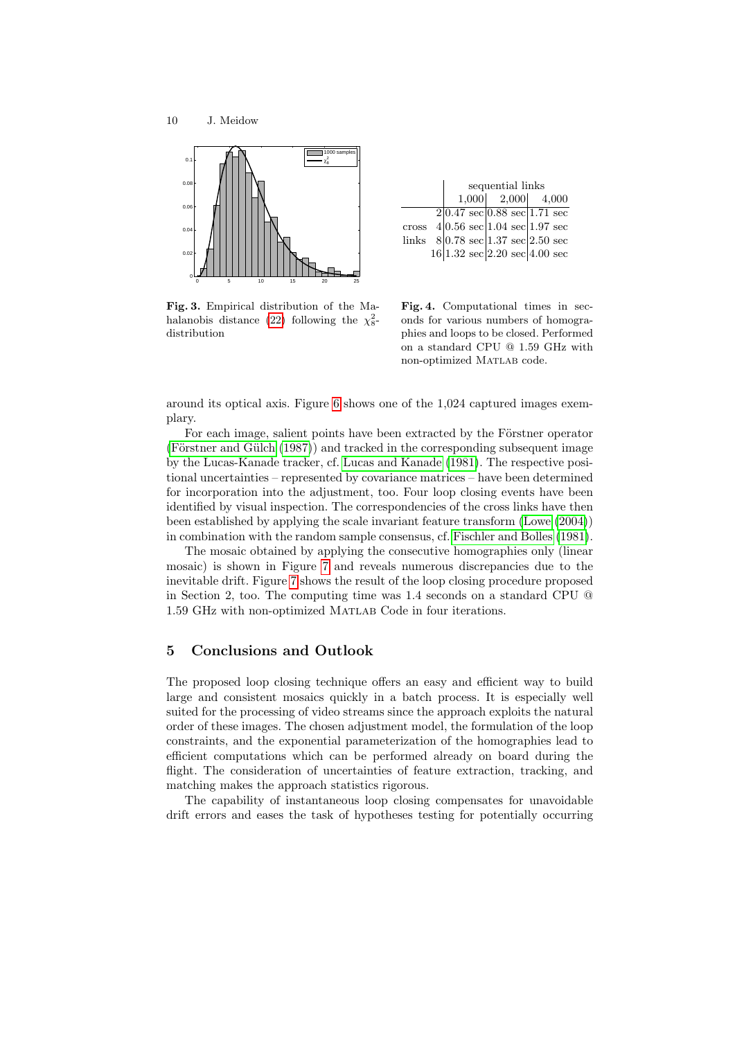Fig. 3. Empirical distribution of the Mahalanobis distance (22) following the $\chi^2_8$-distribution

| | | sequential links | | |
|---|---|---|---|---|
| | | 1,000 | 2,000 | 4,000 |
| | 2 | 0.47 sec | 0.88 sec | 1.71 sec |
| cross | 4 | 0.56 sec | 1.04 sec | 1.97 sec |
| links | 8 | 0.78 sec | 1.37 sec | 2.50 sec |
| | 16 | 1.32 sec | 2.20 sec | 4.00 sec |

**Fig. 4.** Computational times in seconds for various numbers of homographies and loops to be closed. Performed on a standard CPU @ 1.59 GHz with non-optimized MATLAB code.

around its optical axis. Figure 6 shows one of the 1,024 captured images exemplary.

For each image, salient points have been extracted by the Förstner operator (Förstner and Gülch (1987)) and tracked in the corresponding subsequent image by the Lucas-Kanade tracker, cf. Lucas and Kanade (1981). The respective positional uncertainties – represented by covariance matrices – have been determined for incorporation into the adjustment, too. Four loop closing events have then been identified by visual inspection. The correspondencies of the cross links have then been established by applying the scale invariant feature transform (Lowe (2004)) in combination with the random sample consensus, cf. Fischler and Bolles (1981).

The mosaic obtained by applying the consecutive homographies only (linear mosaic) is shown in Figure 7 and reveals numerous discrepancies due to the inevitable drift. Figure 7 shows the result of the loop closing procedure proposed in Section 2, too. The computing time was 1.4 seconds on a standard CPU @ 1.59 GHz with non-optimized MATLAB Code in four iterations.

## 5 Conclusions and Outlook

The proposed loop closing technique offers an easy and efficient way to build large and consistent mosaics quickly in a batch process. It is especially well suited for the processing of video streams since the approach exploits the natural order of these images. The chosen adjustment model, the formulation of the loop constraints, and the exponential parameterization of the homographies lead to efficient computations which can be performed already on board during the flight. The consideration of uncertainties of feature extraction, tracking, and matching makes the approach statistics rigorous.

The capability of instantaneous loop closing compensates for unavoidable drift errors and eases the task of hypotheses testing for potentially occurring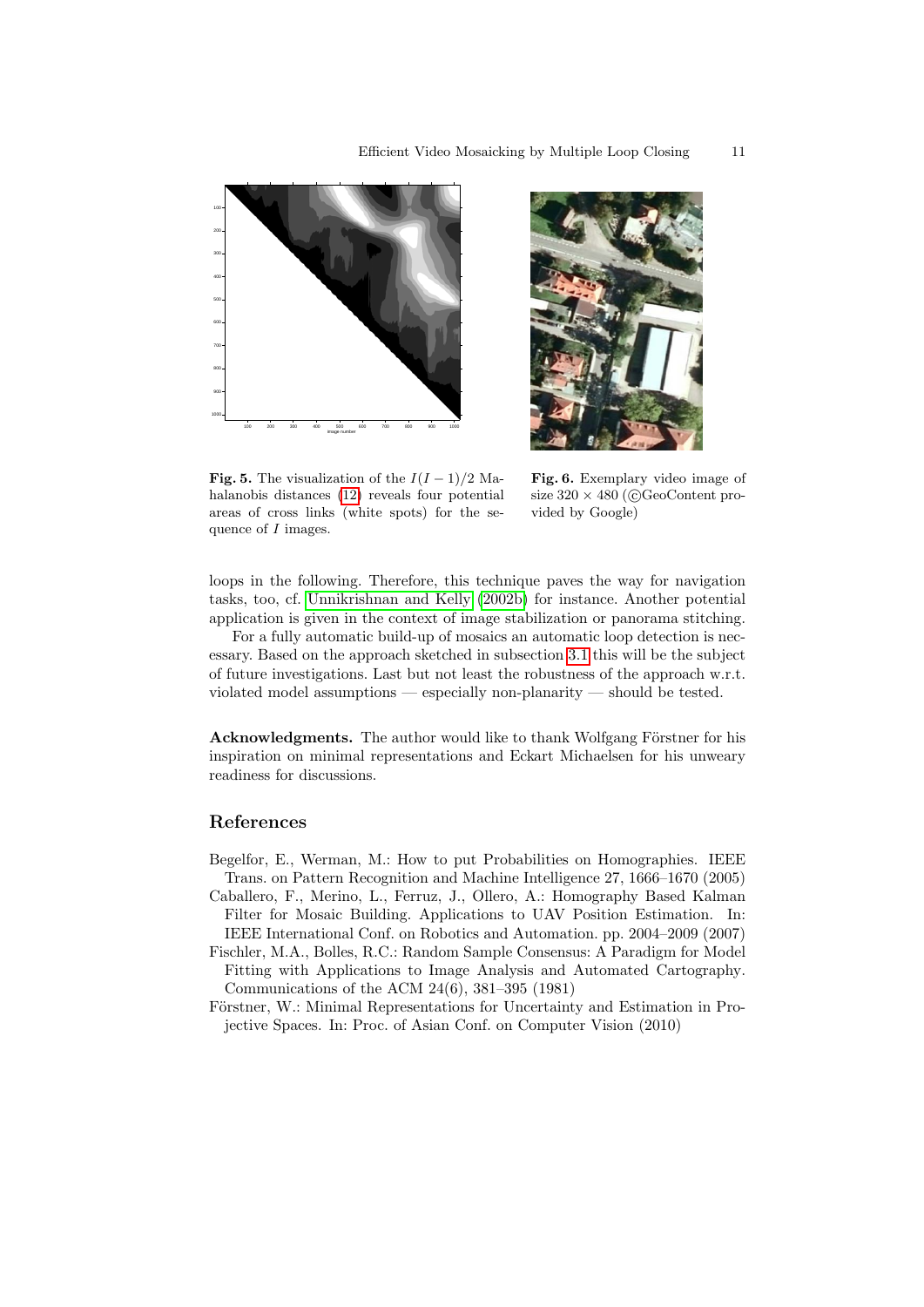**Fig. 5.** The visualization of the $I(I-1)/2$ Mahalanobis distances (12) reveals four potential areas of cross links (white spots) for the sequence of $I$ images.

**Fig. 6.** Exemplary video image of size $320 \times 480$ (©GeoContent provided by Google)

loops in the following. Therefore, this technique paves the way for navigation tasks, too, cf. Unnikrishnan and Kelly (2002b) for instance. Another potential application is given in the context of image stabilization or panorama stitching.

For a fully automatic build-up of mosaics an automatic loop detection is necessary. Based on the approach sketched in subsection 3.1 this will be the subject of future investigations. Last but not least the robustness of the approach w.r.t. violated model assumptions — especially non-planarity — should be tested.

**Acknowledgments.** The author would like to thank Wolfgang Förstner for his inspiration on minimal representations and Eckart Michaelsen for his unweary readiness for discussions.

## References

Begelfor, E., Werman, M.: How to put Probabilities on Homographies. IEEE Trans. on Pattern Recognition and Machine Intelligence 27, 1666–1670 (2005)

Caballero, F., Merino, L., Ferruz, J., Ollero, A.: Homography Based Kalman Filter for Mosaic Building. Applications to UAV Position Estimation. In: IEEE International Conf. on Robotics and Automation. pp. 2004–2009 (2007)

Fischler, M.A., Bolles, R.C.: Random Sample Consensus: A Paradigm for Model Fitting with Applications to Image Analysis and Automated Cartography. Communications of the ACM 24(6), 381–395 (1981)

Förstner, W.: Minimal Representations for Uncertainty and Estimation in Projective Spaces. In: Proc. of Asian Conf. on Computer Vision (2010)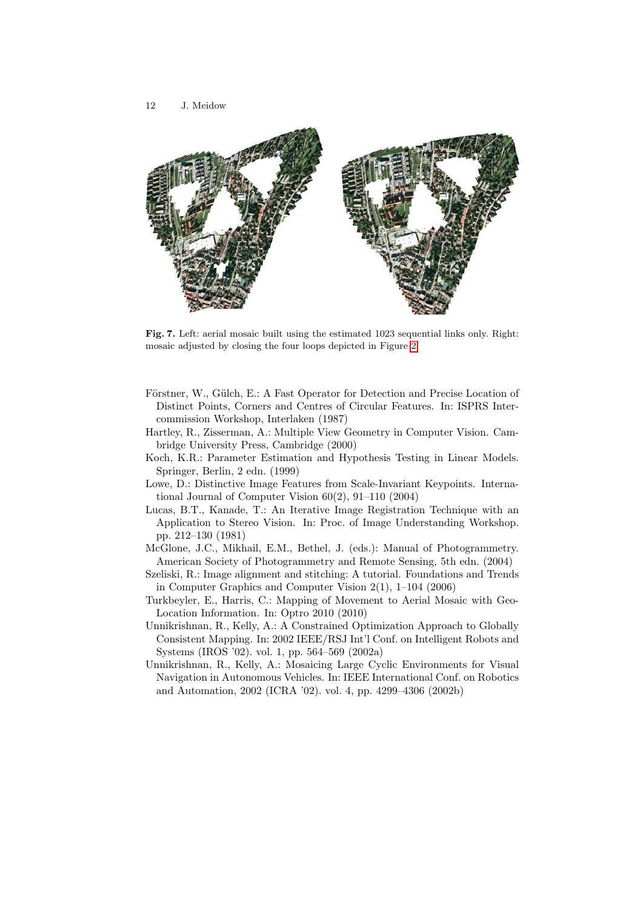**Fig. 7.** Left: aerial mosaic built using the estimated 1023 sequential links only. Right: mosaic adjusted by closing the four loops depicted in Figure 2.

Förstner, W., Gülch, E.: A Fast Operator for Detection and Precise Location of Distinct Points, Corners and Centres of Circular Features. In: ISPRS Intercommission Workshop, Interlaken (1987)

Hartley, R., Zisserman, A.: Multiple View Geometry in Computer Vision. Cambridge University Press, Cambridge (2000)

Koch, K.R.: Parameter Estimation and Hypothesis Testing in Linear Models. Springer, Berlin, 2 edn. (1999)

Lowe, D.: Distinctive Image Features from Scale-Invariant Keypoints. International Journal of Computer Vision 60(2), 91–110 (2004)

Lucas, B.T., Kanade, T.: An Iterative Image Registration Technique with an Application to Stereo Vision. In: Proc. of Image Understanding Workshop. pp. 212–130 (1981)

McGlone, J.C., Mikhail, E.M., Bethel, J. (eds.): Manual of Photogrammetry. American Society of Photogrammetry and Remote Sensing, 5th edn. (2004)

Szeliski, R.: Image alignment and stitching: A tutorial. Foundations and Trends in Computer Graphics and Computer Vision 2(1), 1–104 (2006)

Turkbeyler, E., Harris, C.: Mapping of Movement to Aerial Mosaic with Geo-Location Information. In: Optro 2010 (2010)

Unnikrishnan, R., Kelly, A.: A Constrained Optimization Approach to Globally Consistent Mapping. In: 2002 IEEE/RSJ Int'l Conf. on Intelligent Robots and Systems (IROS '02). vol. 1, pp. 564–569 (2002a)

Unnikrishnan, R., Kelly, A.: Mosaicing Large Cyclic Environments for Visual Navigation in Autonomous Vehicles. In: IEEE International Conf. on Robotics and Automation, 2002 (ICRA '02). vol. 4, pp. 4299–4306 (2002b)